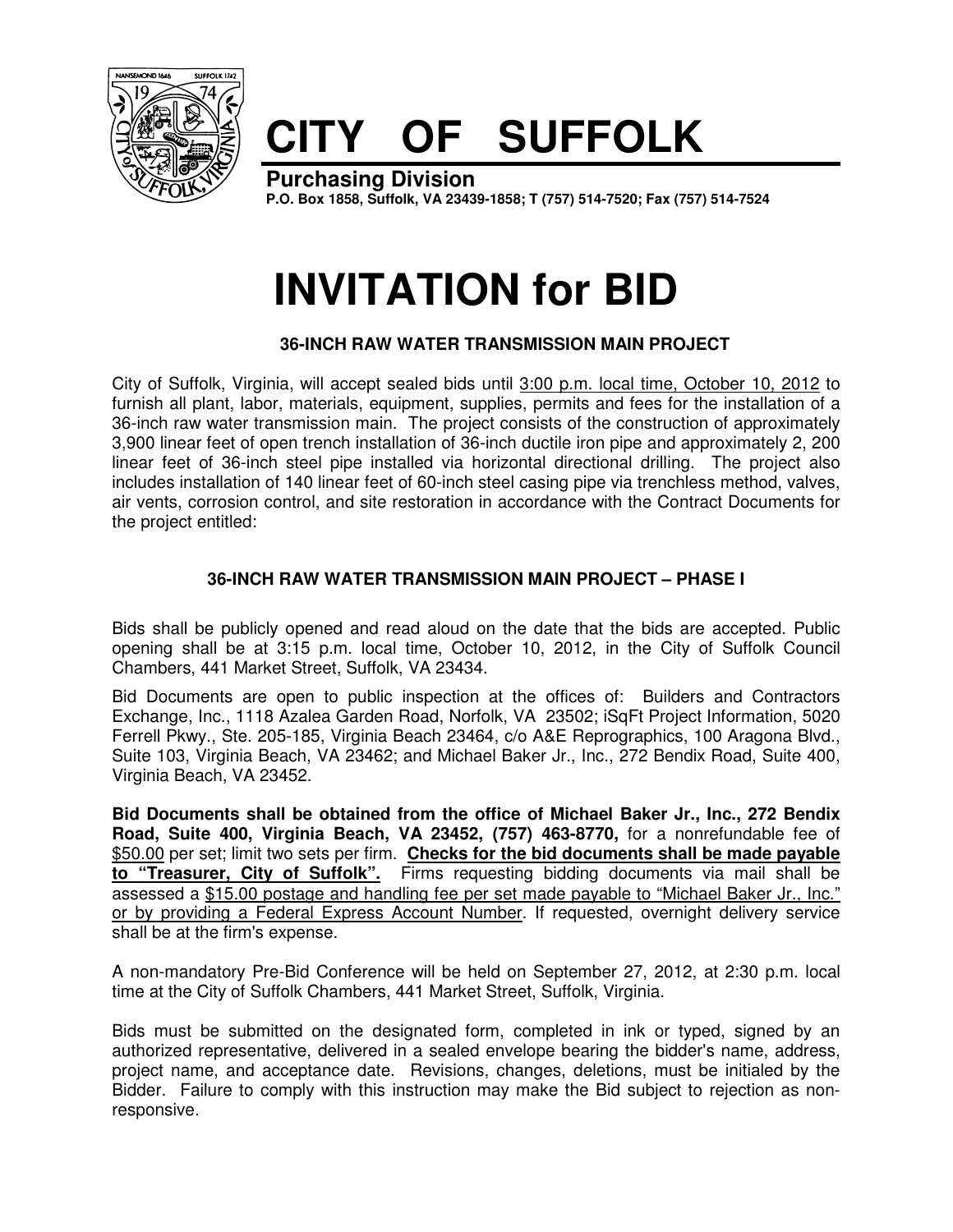# CITY OF SUFFOLK

**Purchasing Division**
**P.O. Box 1858, Suffolk, VA 23439-1858; T (757) 514-7520; Fax (757) 514-7524**

# INVITATION for BID

### 36-INCH RAW WATER TRANSMISSION MAIN PROJECT

City of Suffolk, Virginia, will accept sealed bids until 3:00 p.m. local time, October 10, 2012 to furnish all plant, labor, materials, equipment, supplies, permits and fees for the installation of a 36-inch raw water transmission main. The project consists of the construction of approximately 3,900 linear feet of open trench installation of 36-inch ductile iron pipe and approximately 2, 200 linear feet of 36-inch steel pipe installed via horizontal directional drilling. The project also includes installation of 140 linear feet of 60-inch steel casing pipe via trenchless method, valves, air vents, corrosion control, and site restoration in accordance with the Contract Documents for the project entitled:

### 36-INCH RAW WATER TRANSMISSION MAIN PROJECT – PHASE I

Bids shall be publicly opened and read aloud on the date that the bids are accepted. Public opening shall be at 3:15 p.m. local time, October 10, 2012, in the City of Suffolk Council Chambers, 441 Market Street, Suffolk, VA 23434.

Bid Documents are open to public inspection at the offices of: Builders and Contractors Exchange, Inc., 1118 Azalea Garden Road, Norfolk, VA 23502; iSqFt Project Information, 5020 Ferrell Pkwy., Ste. 205-185, Virginia Beach 23464, c/o A&E Reprographics, 100 Aragona Blvd., Suite 103, Virginia Beach, VA 23462; and Michael Baker Jr., Inc., 272 Bendix Road, Suite 400, Virginia Beach, VA 23452.

**Bid Documents shall be obtained from the office of Michael Baker Jr., Inc., 272 Bendix Road, Suite 400, Virginia Beach, VA 23452, (757) 463-8770,** for a nonrefundable fee of $50.00 per set; limit two sets per firm. **Checks for the bid documents shall be made payable to "Treasurer, City of Suffolk".** Firms requesting bidding documents via mail shall be assessed a $15.00 postage and handling fee per set made payable to "Michael Baker Jr., Inc." or by providing a Federal Express Account Number. If requested, overnight delivery service shall be at the firm's expense.

A non-mandatory Pre-Bid Conference will be held on September 27, 2012, at 2:30 p.m. local time at the City of Suffolk Chambers, 441 Market Street, Suffolk, Virginia.

Bids must be submitted on the designated form, completed in ink or typed, signed by an authorized representative, delivered in a sealed envelope bearing the bidder's name, address, project name, and acceptance date. Revisions, changes, deletions, must be initialed by the Bidder. Failure to comply with this instruction may make the Bid subject to rejection as non-responsive.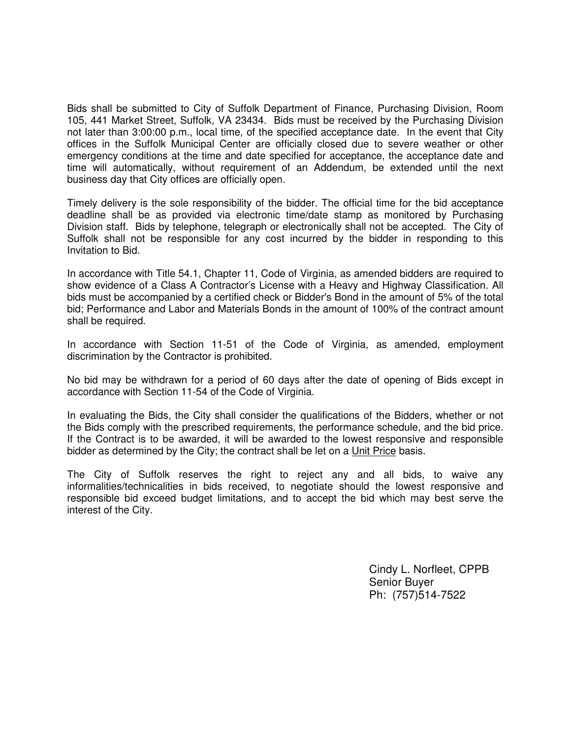Bids shall be submitted to City of Suffolk Department of Finance, Purchasing Division, Room 105, 441 Market Street, Suffolk, VA 23434. Bids must be received by the Purchasing Division not later than 3:00:00 p.m., local time, of the specified acceptance date. In the event that City offices in the Suffolk Municipal Center are officially closed due to severe weather or other emergency conditions at the time and date specified for acceptance, the acceptance date and time will automatically, without requirement of an Addendum, be extended until the next business day that City offices are officially open.

Timely delivery is the sole responsibility of the bidder. The official time for the bid acceptance deadline shall be as provided via electronic time/date stamp as monitored by Purchasing Division staff. Bids by telephone, telegraph or electronically shall not be accepted. The City of Suffolk shall not be responsible for any cost incurred by the bidder in responding to this Invitation to Bid.

In accordance with Title 54.1, Chapter 11, Code of Virginia, as amended bidders are required to show evidence of a Class A Contractor's License with a Heavy and Highway Classification. All bids must be accompanied by a certified check or Bidder's Bond in the amount of 5% of the total bid; Performance and Labor and Materials Bonds in the amount of 100% of the contract amount shall be required.

In accordance with Section 11-51 of the Code of Virginia, as amended, employment discrimination by the Contractor is prohibited.

No bid may be withdrawn for a period of 60 days after the date of opening of Bids except in accordance with Section 11-54 of the Code of Virginia.

In evaluating the Bids, the City shall consider the qualifications of the Bidders, whether or not the Bids comply with the prescribed requirements, the performance schedule, and the bid price. If the Contract is to be awarded, it will be awarded to the lowest responsive and responsible bidder as determined by the City; the contract shall be let on a Unit Price basis.

The City of Suffolk reserves the right to reject any and all bids, to waive any informalities/technicalities in bids received, to negotiate should the lowest responsive and responsible bid exceed budget limitations, and to accept the bid which may best serve the interest of the City.

Cindy L. Norfleet, CPPB
Senior Buyer
Ph: (757)514-7522